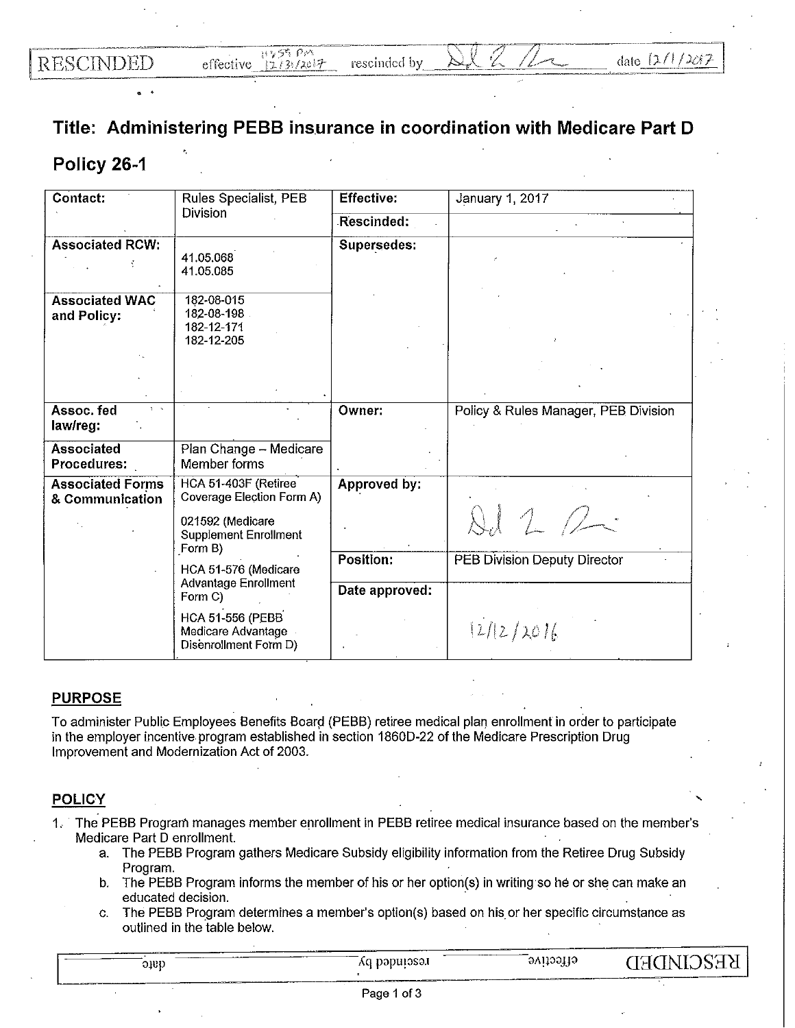RESCINDED effective 11:59 PM 12/31/2017 rescinded by [signature] date 12/1/2017

# Title: Administering PEBB insurance in coordination with Medicare Part D

# Policy 26-1

| Contact: | Rules Specialist, PEB Division | Effective: | January 1, 2017 |
|---|---|---|---|
| | | Rescinded: | |
| Associated RCW: | 41.05.068<br>41.05.085 | Supersedes: | |
| Associated WAC and Policy: | 182-08-015<br>182-08-198<br>182-12-171<br>182-12-205 | | |
| Assoc. fed law/reg: | | Owner: | Policy & Rules Manager, PEB Division |
| Associated Procedures: | Plan Change – Medicare Member forms | | |
| Associated Forms & Communication | HCA 51-403F (Retiree Coverage Election Form A)<br>021592 (Medicare Supplement Enrollment Form B)<br>HCA 51-576 (Medicare Advantage Enrollment Form C)<br>HCA 51-556 (PEBB Medicare Advantage Disenrollment Form D) | Approved by: | [signature] |
| | | Position: | PEB Division Deputy Director |
| | | Date approved: | 12/12/2016 |

## PURPOSE

To administer Public Employees Benefits Board (PEBB) retiree medical plan enrollment in order to participate in the employer incentive program established in section 1860D-22 of the Medicare Prescription Drug Improvement and Modernization Act of 2003.

## POLICY

1. The PEBB Program manages member enrollment in PEBB retiree medical insurance based on the member's Medicare Part D enrollment.
   a. The PEBB Program gathers Medicare Subsidy eligibility information from the Retiree Drug Subsidy Program.
   b. The PEBB Program informs the member of his or her option(s) in writing so he or she can make an educated decision.
   c. The PEBB Program determines a member's option(s) based on his or her specific circumstance as outlined in the table below.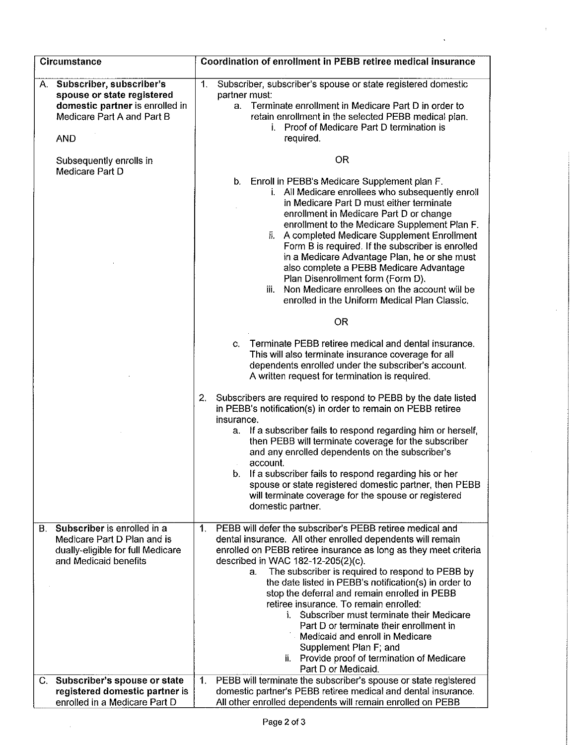| Circumstance | Coordination of enrollment in PEBB retiree medical insurance |
|---|---|
| A. **Subscriber, subscriber's spouse or state registered domestic partner** is enrolled in Medicare Part A and Part B<br><br>AND<br><br>Subsequently enrolls in Medicare Part D | 1. Subscriber, subscriber's spouse or state registered domestic partner must:<br>a. Terminate enrollment in Medicare Part D in order to retain enrollment in the selected PEBB medical plan.<br>i. Proof of Medicare Part D termination is required.<br><br>OR<br><br>b. Enroll in PEBB's Medicare Supplement plan F.<br>i. All Medicare enrollees who subsequently enroll in Medicare Part D must either terminate enrollment in Medicare Part D or change enrollment to the Medicare Supplement Plan F.<br>ii. A completed Medicare Supplement Enrollment Form B is required. If the subscriber is enrolled in a Medicare Advantage Plan, he or she must also complete a PEBB Medicare Advantage Plan Disenrollment form (Form D).<br>iii. Non Medicare enrollees on the account will be enrolled in the Uniform Medical Plan Classic.<br><br>OR<br><br>c. Terminate PEBB retiree medical and dental insurance. This will also terminate insurance coverage for all dependents enrolled under the subscriber's account. A written request for termination is required.<br><br>2. Subscribers are required to respond to PEBB by the date listed in PEBB's notification(s) in order to remain on PEBB retiree insurance.<br>a. If a subscriber fails to respond regarding him or herself, then PEBB will terminate coverage for the subscriber and any enrolled dependents on the subscriber's account.<br>b. If a subscriber fails to respond regarding his or her spouse or state registered domestic partner, then PEBB will terminate coverage for the spouse or registered domestic partner. |
| B. **Subscriber** is enrolled in a Medicare Part D Plan and is dually-eligible for full Medicare and Medicaid benefits | 1. PEBB will defer the subscriber's PEBB retiree medical and dental insurance. All other enrolled dependents will remain enrolled on PEBB retiree insurance as long as they meet criteria described in WAC 182-12-205(2)(c).<br>a. The subscriber is required to respond to PEBB by the date listed in PEBB's notification(s) in order to stop the deferral and remain enrolled in PEBB retiree insurance. To remain enrolled:<br>i. Subscriber must terminate their Medicare Part D or terminate their enrollment in Medicaid and enroll in Medicare Supplement Plan F; and<br>ii. Provide proof of termination of Medicare Part D or Medicaid. |
| C. **Subscriber's spouse or state registered domestic partner** is enrolled in a Medicare Part D | 1. PEBB will terminate the subscriber's spouse or state registered domestic partner's PEBB retiree medical and dental insurance. All other enrolled dependents will remain enrolled on PEBB |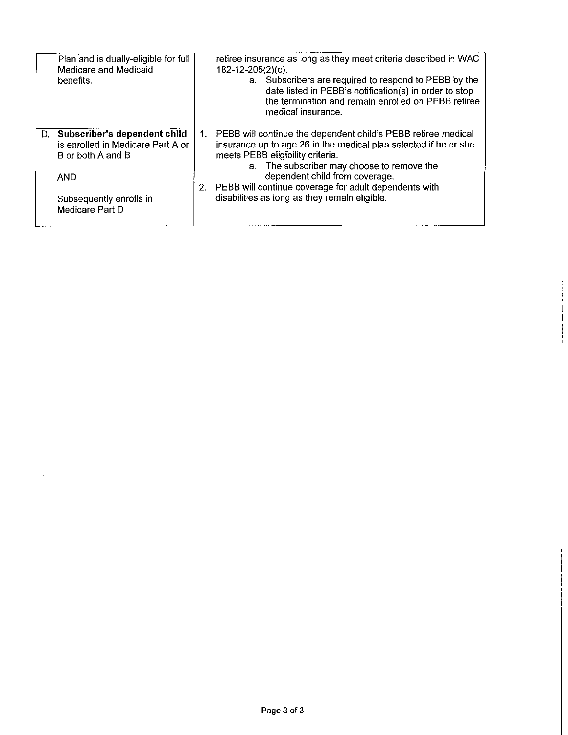| | |
|---|---|
| Plan and is dually-eligible for full Medicare and Medicaid benefits. | retiree insurance as long as they meet criteria described in WAC 182-12-205(2)(c).<br>a. Subscribers are required to respond to PEBB by the date listed in PEBB's notification(s) in order to stop the termination and remain enrolled on PEBB retiree medical insurance. |
| D. **Subscriber's dependent child** is enrolled in Medicare Part A or B or both A and B<br><br>AND<br><br>Subsequently enrolls in Medicare Part D | 1. PEBB will continue the dependent child's PEBB retiree medical insurance up to age 26 in the medical plan selected if he or she meets PEBB eligibility criteria.<br>a. The subscriber may choose to remove the dependent child from coverage.<br>2. PEBB will continue coverage for adult dependents with disabilities as long as they remain eligible. |